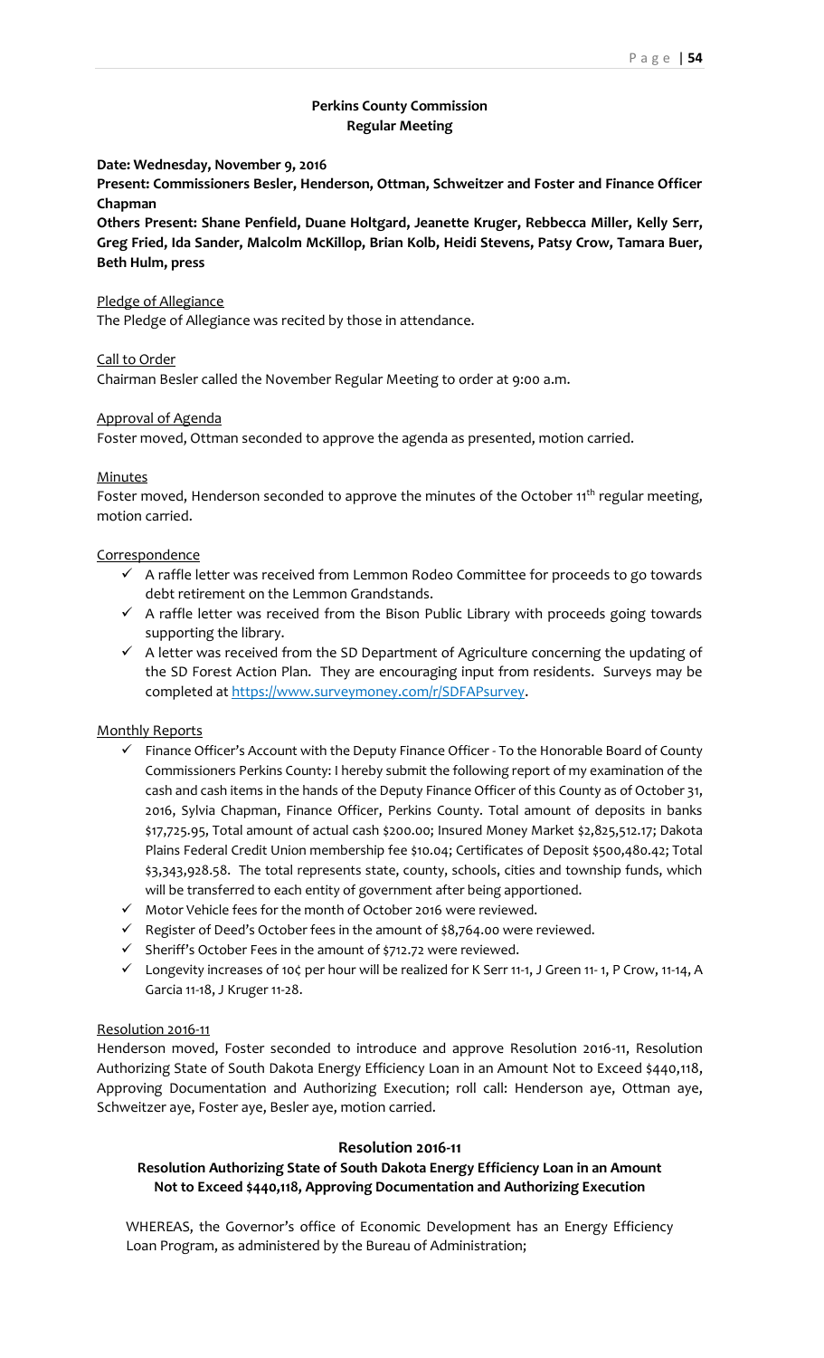**Perkins County Commission**
**Regular Meeting**

**Date: Wednesday, November 9, 2016**

**Present: Commissioners Besler, Henderson, Ottman, Schweitzer and Foster and Finance Officer Chapman**

**Others Present: Shane Penfield, Duane Holtgard, Jeanette Kruger, Rebbecca Miller, Kelly Serr, Greg Fried, Ida Sander, Malcolm McKillop, Brian Kolb, Heidi Stevens, Patsy Crow, Tamara Buer, Beth Hulm, press**

Pledge of Allegiance

The Pledge of Allegiance was recited by those in attendance.

Call to Order

Chairman Besler called the November Regular Meeting to order at 9:00 a.m.

Approval of Agenda

Foster moved, Ottman seconded to approve the agenda as presented, motion carried.

Minutes

Foster moved, Henderson seconded to approve the minutes of the October 11th regular meeting, motion carried.

Correspondence

- ✓ A raffle letter was received from Lemmon Rodeo Committee for proceeds to go towards debt retirement on the Lemmon Grandstands.
- ✓ A raffle letter was received from the Bison Public Library with proceeds going towards supporting the library.
- ✓ A letter was received from the SD Department of Agriculture concerning the updating of the SD Forest Action Plan. They are encouraging input from residents. Surveys may be completed at https://www.surveymoney.com/r/SDFAPsurvey.

Monthly Reports

- ✓ Finance Officer's Account with the Deputy Finance Officer - To the Honorable Board of County Commissioners Perkins County: I hereby submit the following report of my examination of the cash and cash items in the hands of the Deputy Finance Officer of this County as of October 31, 2016, Sylvia Chapman, Finance Officer, Perkins County. Total amount of deposits in banks $17,725.95, Total amount of actual cash $200.00; Insured Money Market $2,825,512.17; Dakota Plains Federal Credit Union membership fee $10.04; Certificates of Deposit $500,480.42; Total $3,343,928.58. The total represents state, county, schools, cities and township funds, which will be transferred to each entity of government after being apportioned.
- ✓ Motor Vehicle fees for the month of October 2016 were reviewed.
- ✓ Register of Deed's October fees in the amount of $8,764.00 were reviewed.
- ✓ Sheriff's October Fees in the amount of $712.72 were reviewed.
- ✓ Longevity increases of 10¢ per hour will be realized for K Serr 11-1, J Green 11- 1, P Crow, 11-14, A Garcia 11-18, J Kruger 11-28.

Resolution 2016-11

Henderson moved, Foster seconded to introduce and approve Resolution 2016-11, Resolution Authorizing State of South Dakota Energy Efficiency Loan in an Amount Not to Exceed $440,118, Approving Documentation and Authorizing Execution; roll call: Henderson aye, Ottman aye, Schweitzer aye, Foster aye, Besler aye, motion carried.

**Resolution 2016-11**

**Resolution Authorizing State of South Dakota Energy Efficiency Loan in an Amount Not to Exceed $440,118, Approving Documentation and Authorizing Execution**

WHEREAS, the Governor's office of Economic Development has an Energy Efficiency Loan Program, as administered by the Bureau of Administration;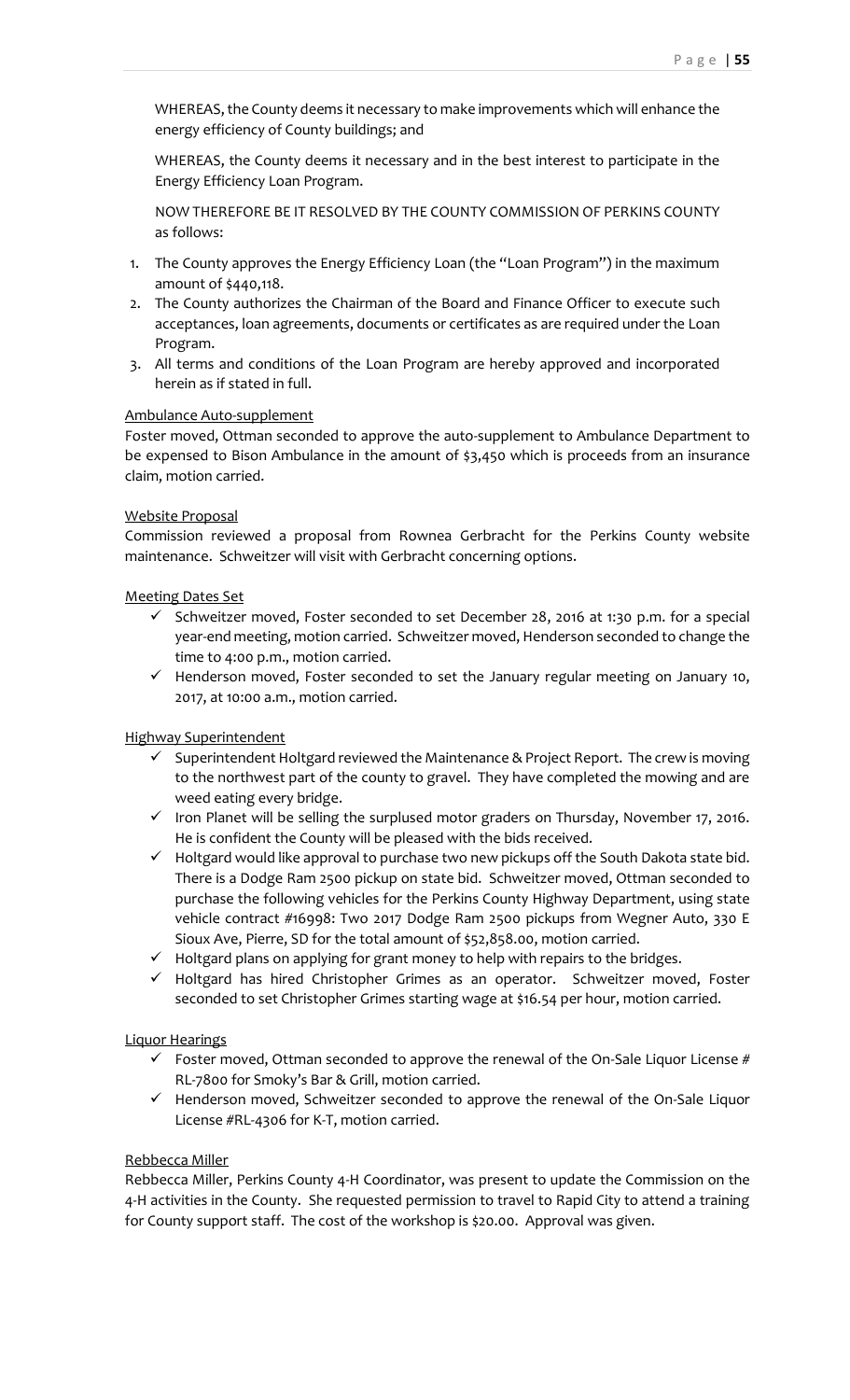WHEREAS, the County deems it necessary to make improvements which will enhance the energy efficiency of County buildings; and

WHEREAS, the County deems it necessary and in the best interest to participate in the Energy Efficiency Loan Program.

NOW THEREFORE BE IT RESOLVED BY THE COUNTY COMMISSION OF PERKINS COUNTY as follows:

1. The County approves the Energy Efficiency Loan (the "Loan Program") in the maximum amount of $440,118.
2. The County authorizes the Chairman of the Board and Finance Officer to execute such acceptances, loan agreements, documents or certificates as are required under the Loan Program.
3. All terms and conditions of the Loan Program are hereby approved and incorporated herein as if stated in full.

Ambulance Auto-supplement

Foster moved, Ottman seconded to approve the auto-supplement to Ambulance Department to be expensed to Bison Ambulance in the amount of $3,450 which is proceeds from an insurance claim, motion carried.

Website Proposal

Commission reviewed a proposal from Rownea Gerbracht for the Perkins County website maintenance. Schweitzer will visit with Gerbracht concerning options.

Meeting Dates Set

- ✓ Schweitzer moved, Foster seconded to set December 28, 2016 at 1:30 p.m. for a special year-end meeting, motion carried. Schweitzer moved, Henderson seconded to change the time to 4:00 p.m., motion carried.
- ✓ Henderson moved, Foster seconded to set the January regular meeting on January 10, 2017, at 10:00 a.m., motion carried.

Highway Superintendent

- ✓ Superintendent Holtgard reviewed the Maintenance & Project Report. The crew is moving to the northwest part of the county to gravel. They have completed the mowing and are weed eating every bridge.
- ✓ Iron Planet will be selling the surplused motor graders on Thursday, November 17, 2016. He is confident the County will be pleased with the bids received.
- ✓ Holtgard would like approval to purchase two new pickups off the South Dakota state bid. There is a Dodge Ram 2500 pickup on state bid. Schweitzer moved, Ottman seconded to purchase the following vehicles for the Perkins County Highway Department, using state vehicle contract #16998: Two 2017 Dodge Ram 2500 pickups from Wegner Auto, 330 E Sioux Ave, Pierre, SD for the total amount of $52,858.00, motion carried.
- ✓ Holtgard plans on applying for grant money to help with repairs to the bridges.
- ✓ Holtgard has hired Christopher Grimes as an operator. Schweitzer moved, Foster seconded to set Christopher Grimes starting wage at $16.54 per hour, motion carried.

Liquor Hearings

- ✓ Foster moved, Ottman seconded to approve the renewal of the On-Sale Liquor License # RL-7800 for Smoky's Bar & Grill, motion carried.
- ✓ Henderson moved, Schweitzer seconded to approve the renewal of the On-Sale Liquor License #RL-4306 for K-T, motion carried.

Rebbecca Miller

Rebbecca Miller, Perkins County 4-H Coordinator, was present to update the Commission on the 4-H activities in the County. She requested permission to travel to Rapid City to attend a training for County support staff. The cost of the workshop is $20.00. Approval was given.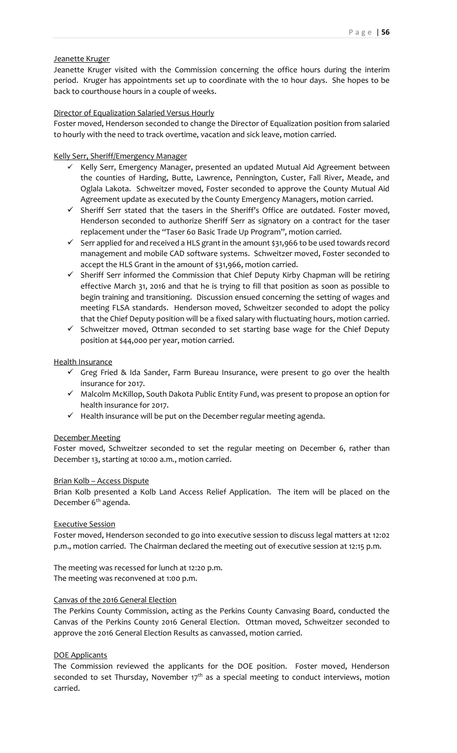Jeanette Kruger

Jeanette Kruger visited with the Commission concerning the office hours during the interim period. Kruger has appointments set up to coordinate with the 10 hour days. She hopes to be back to courthouse hours in a couple of weeks.

Director of Equalization Salaried Versus Hourly

Foster moved, Henderson seconded to change the Director of Equalization position from salaried to hourly with the need to track overtime, vacation and sick leave, motion carried.

Kelly Serr, Sheriff/Emergency Manager

- ✓ Kelly Serr, Emergency Manager, presented an updated Mutual Aid Agreement between the counties of Harding, Butte, Lawrence, Pennington, Custer, Fall River, Meade, and Oglala Lakota. Schweitzer moved, Foster seconded to approve the County Mutual Aid Agreement update as executed by the County Emergency Managers, motion carried.
- ✓ Sheriff Serr stated that the tasers in the Sheriff's Office are outdated. Foster moved, Henderson seconded to authorize Sheriff Serr as signatory on a contract for the taser replacement under the "Taser 60 Basic Trade Up Program", motion carried.
- ✓ Serr applied for and received a HLS grant in the amount $31,966 to be used towards record management and mobile CAD software systems. Schweitzer moved, Foster seconded to accept the HLS Grant in the amount of $31,966, motion carried.
- ✓ Sheriff Serr informed the Commission that Chief Deputy Kirby Chapman will be retiring effective March 31, 2016 and that he is trying to fill that position as soon as possible to begin training and transitioning. Discussion ensued concerning the setting of wages and meeting FLSA standards. Henderson moved, Schweitzer seconded to adopt the policy that the Chief Deputy position will be a fixed salary with fluctuating hours, motion carried.
- ✓ Schweitzer moved, Ottman seconded to set starting base wage for the Chief Deputy position at $44,000 per year, motion carried.

Health Insurance

- ✓ Greg Fried & Ida Sander, Farm Bureau Insurance, were present to go over the health insurance for 2017.
- ✓ Malcolm McKillop, South Dakota Public Entity Fund, was present to propose an option for health insurance for 2017.
- ✓ Health insurance will be put on the December regular meeting agenda.

December Meeting

Foster moved, Schweitzer seconded to set the regular meeting on December 6, rather than December 13, starting at 10:00 a.m., motion carried.

Brian Kolb – Access Dispute

Brian Kolb presented a Kolb Land Access Relief Application. The item will be placed on the December 6th agenda.

Executive Session

Foster moved, Henderson seconded to go into executive session to discuss legal matters at 12:02 p.m., motion carried. The Chairman declared the meeting out of executive session at 12:15 p.m.

The meeting was recessed for lunch at 12:20 p.m.
The meeting was reconvened at 1:00 p.m.

Canvas of the 2016 General Election

The Perkins County Commission, acting as the Perkins County Canvasing Board, conducted the Canvas of the Perkins County 2016 General Election. Ottman moved, Schweitzer seconded to approve the 2016 General Election Results as canvassed, motion carried.

DOE Applicants

The Commission reviewed the applicants for the DOE position. Foster moved, Henderson seconded to set Thursday, November 17th as a special meeting to conduct interviews, motion carried.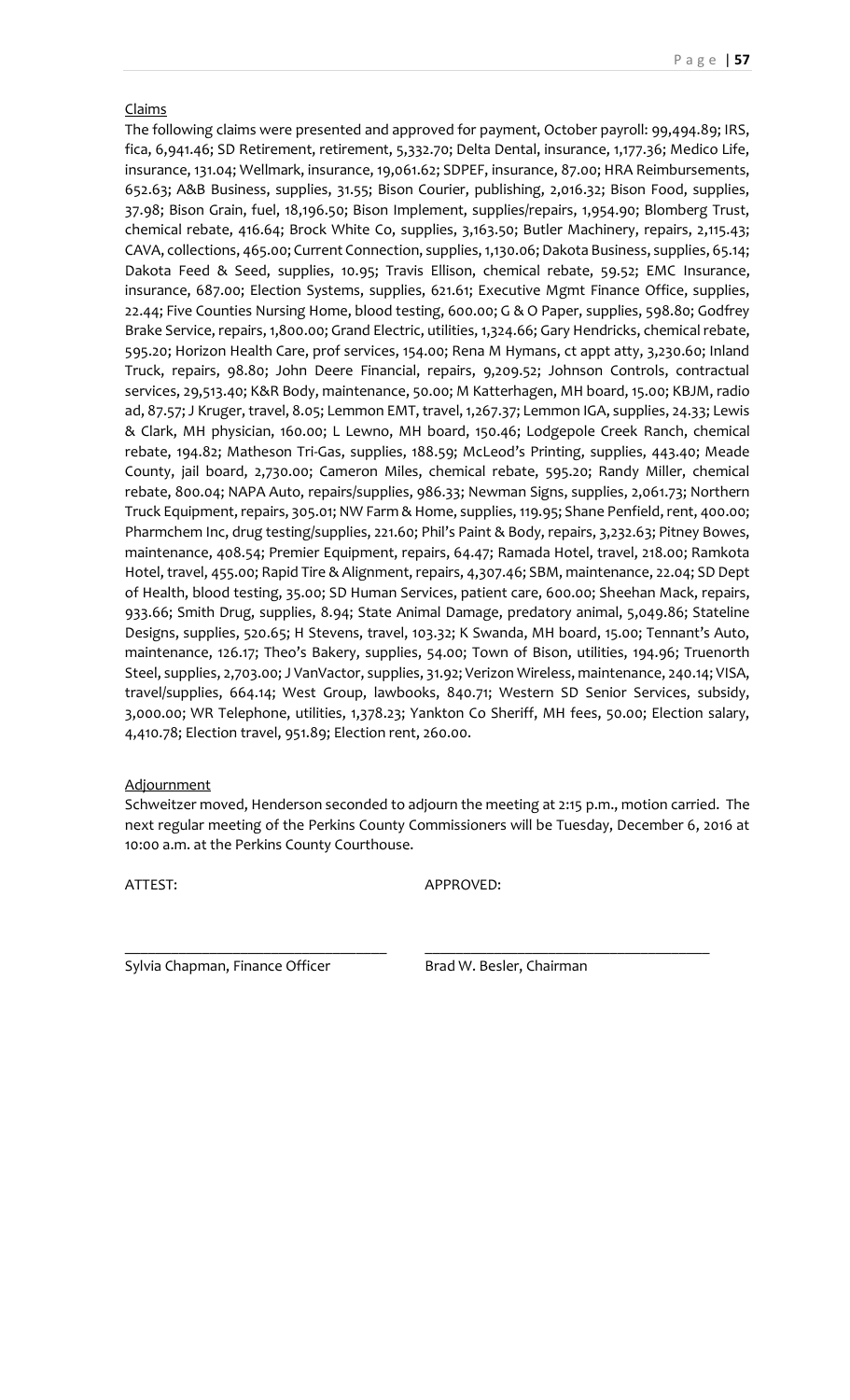Claims

The following claims were presented and approved for payment, October payroll: 99,494.89; IRS, fica, 6,941.46; SD Retirement, retirement, 5,332.70; Delta Dental, insurance, 1,177.36; Medico Life, insurance, 131.04; Wellmark, insurance, 19,061.62; SDPEF, insurance, 87.00; HRA Reimbursements, 652.63; A&B Business, supplies, 31.55; Bison Courier, publishing, 2,016.32; Bison Food, supplies, 37.98; Bison Grain, fuel, 18,196.50; Bison Implement, supplies/repairs, 1,954.90; Blomberg Trust, chemical rebate, 416.64; Brock White Co, supplies, 3,163.50; Butler Machinery, repairs, 2,115.43; CAVA, collections, 465.00; Current Connection, supplies, 1,130.06; Dakota Business, supplies, 65.14; Dakota Feed & Seed, supplies, 10.95; Travis Ellison, chemical rebate, 59.52; EMC Insurance, insurance, 687.00; Election Systems, supplies, 621.61; Executive Mgmt Finance Office, supplies, 22.44; Five Counties Nursing Home, blood testing, 600.00; G & O Paper, supplies, 598.80; Godfrey Brake Service, repairs, 1,800.00; Grand Electric, utilities, 1,324.66; Gary Hendricks, chemical rebate, 595.20; Horizon Health Care, prof services, 154.00; Rena M Hymans, ct appt atty, 3,230.60; Inland Truck, repairs, 98.80; John Deere Financial, repairs, 9,209.52; Johnson Controls, contractual services, 29,513.40; K&R Body, maintenance, 50.00; M Katterhagen, MH board, 15.00; KBJM, radio ad, 87.57; J Kruger, travel, 8.05; Lemmon EMT, travel, 1,267.37; Lemmon IGA, supplies, 24.33; Lewis & Clark, MH physician, 160.00; L Lewno, MH board, 150.46; Lodgepole Creek Ranch, chemical rebate, 194.82; Matheson Tri-Gas, supplies, 188.59; McLeod's Printing, supplies, 443.40; Meade County, jail board, 2,730.00; Cameron Miles, chemical rebate, 595.20; Randy Miller, chemical rebate, 800.04; NAPA Auto, repairs/supplies, 986.33; Newman Signs, supplies, 2,061.73; Northern Truck Equipment, repairs, 305.01; NW Farm & Home, supplies, 119.95; Shane Penfield, rent, 400.00; Pharmchem Inc, drug testing/supplies, 221.60; Phil's Paint & Body, repairs, 3,232.63; Pitney Bowes, maintenance, 408.54; Premier Equipment, repairs, 64.47; Ramada Hotel, travel, 218.00; Ramkota Hotel, travel, 455.00; Rapid Tire & Alignment, repairs, 4,307.46; SBM, maintenance, 22.04; SD Dept of Health, blood testing, 35.00; SD Human Services, patient care, 600.00; Sheehan Mack, repairs, 933.66; Smith Drug, supplies, 8.94; State Animal Damage, predatory animal, 5,049.86; Stateline Designs, supplies, 520.65; H Stevens, travel, 103.32; K Swanda, MH board, 15.00; Tennant's Auto, maintenance, 126.17; Theo's Bakery, supplies, 54.00; Town of Bison, utilities, 194.96; Truenorth Steel, supplies, 2,703.00; J VanVactor, supplies, 31.92; Verizon Wireless, maintenance, 240.14; VISA, travel/supplies, 664.14; West Group, lawbooks, 840.71; Western SD Senior Services, subsidy, 3,000.00; WR Telephone, utilities, 1,378.23; Yankton Co Sheriff, MH fees, 50.00; Election salary, 4,410.78; Election travel, 951.89; Election rent, 260.00.

Adjournment

Schweitzer moved, Henderson seconded to adjourn the meeting at 2:15 p.m., motion carried. The next regular meeting of the Perkins County Commissioners will be Tuesday, December 6, 2016 at 10:00 a.m. at the Perkins County Courthouse.

ATTEST: APPROVED:

\_\_\_\_\_\_\_\_\_\_\_\_\_\_\_\_\_\_\_\_\_\_\_\_\_\_\_\_\_\_\_\_ \_\_\_\_\_\_\_\_\_\_\_\_\_\_\_\_\_\_\_\_\_\_\_\_\_\_\_\_\_\_\_\_

Sylvia Chapman, Finance Officer Brad W. Besler, Chairman